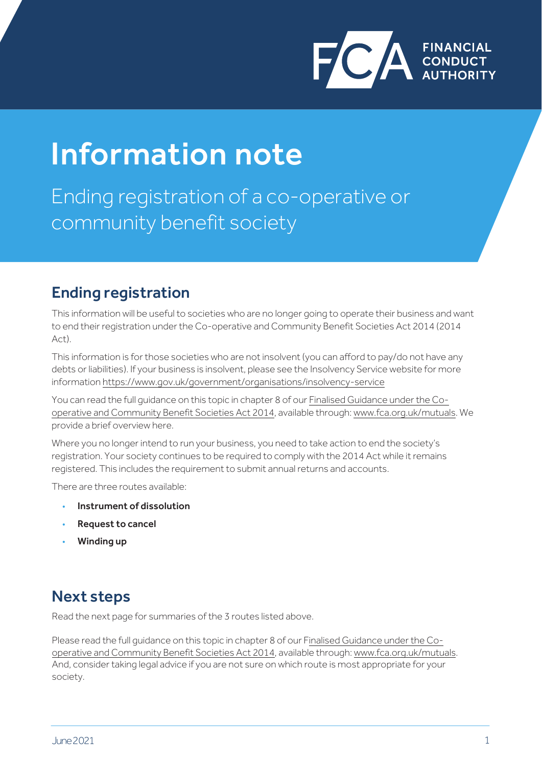# Information note

Ending registration of a co-operative or community benefit society

## Ending registration

This information will be useful to societies who are no longer going to operate their business and want to end their registration under the Co-operative and Community Benefit Societies Act 2014 (2014 Act).

This information is for those societies who are not insolvent (you can afford to pay/do not have any debts or liabilities). If your business is insolvent, please see the Insolvency Service website for more information https://www.gov.uk/government/organisations/insolvency-service

You can read the full guidance on this topic in chapter 8 of our Finalised Guidance under the Co-operative and Community Benefit Societies Act 2014, available through: www.fca.org.uk/mutuals. We provide a brief overview here.

Where you no longer intend to run your business, you need to take action to end the society's registration. Your society continues to be required to comply with the 2014 Act while it remains registered. This includes the requirement to submit annual returns and accounts.

There are three routes available:

- **Instrument of dissolution**
- **Request to cancel**
- **Winding up**

## Next steps

Read the next page for summaries of the 3 routes listed above.

Please read the full guidance on this topic in chapter 8 of our Finalised Guidance under the Co-operative and Community Benefit Societies Act 2014, available through: www.fca.org.uk/mutuals. And, consider taking legal advice if you are not sure on which route is most appropriate for your society.

June 2021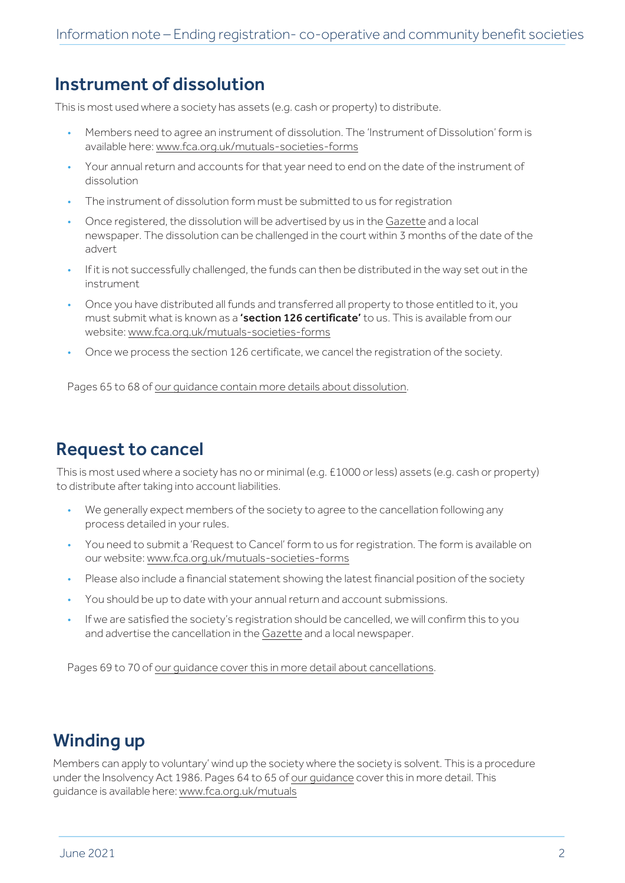## Instrument of dissolution

This is most used where a society has assets (e.g. cash or property) to distribute.

- Members need to agree an instrument of dissolution. The 'Instrument of Dissolution' form is available here: www.fca.org.uk/mutuals-societies-forms
- Your annual return and accounts for that year need to end on the date of the instrument of dissolution
- The instrument of dissolution form must be submitted to us for registration
- Once registered, the dissolution will be advertised by us in the Gazette and a local newspaper. The dissolution can be challenged in the court within 3 months of the date of the advert
- If it is not successfully challenged, the funds can then be distributed in the way set out in the instrument
- Once you have distributed all funds and transferred all property to those entitled to it, you must submit what is known as a **'section 126 certificate'** to us. This is available from our website: www.fca.org.uk/mutuals-societies-forms
- Once we process the section 126 certificate, we cancel the registration of the society.

Pages 65 to 68 of our guidance contain more details about dissolution.

## Request to cancel

This is most used where a society has no or minimal (e.g. £1000 or less) assets (e.g. cash or property) to distribute after taking into account liabilities.

- We generally expect members of the society to agree to the cancellation following any process detailed in your rules.
- You need to submit a 'Request to Cancel' form to us for registration. The form is available on our website: www.fca.org.uk/mutuals-societies-forms
- Please also include a financial statement showing the latest financial position of the society
- You should be up to date with your annual return and account submissions.
- If we are satisfied the society's registration should be cancelled, we will confirm this to you and advertise the cancellation in the Gazette and a local newspaper.

Pages 69 to 70 of our guidance cover this in more detail about cancellations.

## Winding up

Members can apply to voluntary' wind up the society where the society is solvent. This is a procedure under the Insolvency Act 1986. Pages 64 to 65 of our guidance cover this in more detail. This guidance is available here: www.fca.org.uk/mutuals